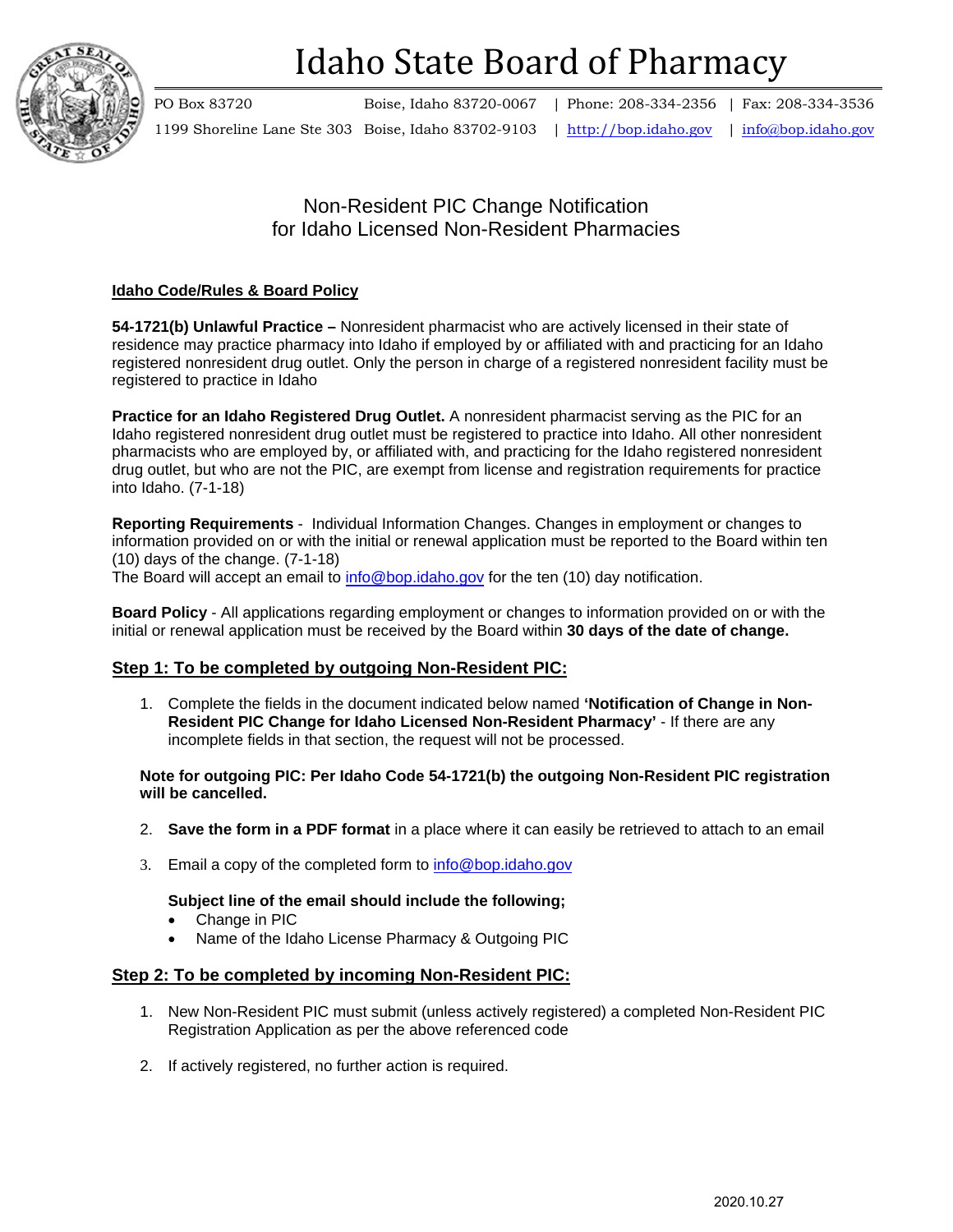# Idaho State Board of Pharmacy

PO Box 83720 | Boise, Idaho 83720-0067 | Phone: 208-334-2356 | Fax: 208-334-3536
1199 Shoreline Lane Ste 303 | Boise, Idaho 83702-9103 | http://bop.idaho.gov | info@bop.idaho.gov

## Non-Resident PIC Change Notification for Idaho Licensed Non-Resident Pharmacies

### Idaho Code/Rules & Board Policy

**54-1721(b) Unlawful Practice –** Nonresident pharmacist who are actively licensed in their state of residence may practice pharmacy into Idaho if employed by or affiliated with and practicing for an Idaho registered nonresident drug outlet. Only the person in charge of a registered nonresident facility must be registered to practice in Idaho

**Practice for an Idaho Registered Drug Outlet.** A nonresident pharmacist serving as the PIC for an Idaho registered nonresident drug outlet must be registered to practice into Idaho. All other nonresident pharmacists who are employed by, or affiliated with, and practicing for the Idaho registered nonresident drug outlet, but who are not the PIC, are exempt from license and registration requirements for practice into Idaho. (7-1-18)

**Reporting Requirements** - Individual Information Changes. Changes in employment or changes to information provided on or with the initial or renewal application must be reported to the Board within ten (10) days of the change. (7-1-18)
The Board will accept an email to info@bop.idaho.gov for the ten (10) day notification.

**Board Policy** - All applications regarding employment or changes to information provided on or with the initial or renewal application must be received by the Board within **30 days of the date of change.**

### Step 1: To be completed by outgoing Non-Resident PIC:

1. Complete the fields in the document indicated below named **'Notification of Change in Non-Resident PIC Change for Idaho Licensed Non-Resident Pharmacy'** - If there are any incomplete fields in that section, the request will not be processed.

   **Note for outgoing PIC: Per Idaho Code 54-1721(b) the outgoing Non-Resident PIC registration will be cancelled.**

2. **Save the form in a PDF format** in a place where it can easily be retrieved to attach to an email

3. Email a copy of the completed form to info@bop.idaho.gov

   **Subject line of the email should include the following;**
   - Change in PIC
   - Name of the Idaho License Pharmacy & Outgoing PIC

### Step 2: To be completed by incoming Non-Resident PIC:

1. New Non-Resident PIC must submit (unless actively registered) a completed Non-Resident PIC Registration Application as per the above referenced code

2. If actively registered, no further action is required.

2020.10.27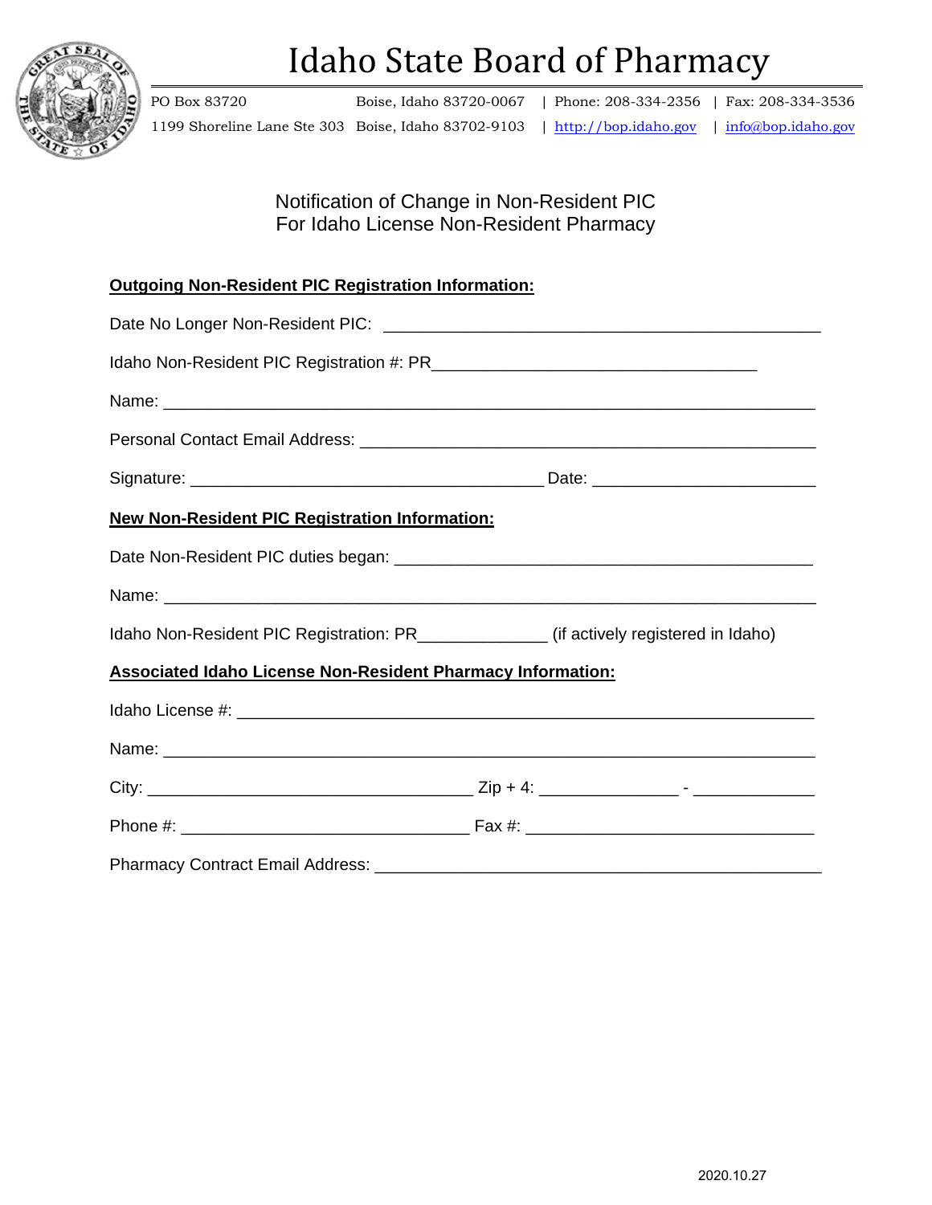# Idaho State Board of Pharmacy

PO Box 83720 Boise, Idaho 83720-0067 | Phone: 208-334-2356 | Fax: 208-334-3536

1199 Shoreline Lane Ste 303 Boise, Idaho 83702-9103 | http://bop.idaho.gov | info@bop.idaho.gov

## Notification of Change in Non-Resident PIC
## For Idaho License Non-Resident Pharmacy

**Outgoing Non-Resident PIC Registration Information:**

Date No Longer Non-Resident PIC: _______________________________________________

Idaho Non-Resident PIC Registration #: PR___________________________________

Name: _______________________________________________________________________

Personal Contact Email Address: ________________________________________________

Signature: ______________________________________ Date: ________________________

**New Non-Resident PIC Registration Information:**

Date Non-Resident PIC duties began: _____________________________________________

Name: _______________________________________________________________________

Idaho Non-Resident PIC Registration: PR_____________ (if actively registered in Idaho)

**Associated Idaho License Non-Resident Pharmacy Information:**

Idaho License #: _______________________________________________________________

Name: _______________________________________________________________________

City: ___________________________________ Zip + 4: _______________ - _____________

Phone #: _______________________________ Fax #: ________________________________

Pharmacy Contract Email Address: _______________________________________________

2020.10.27